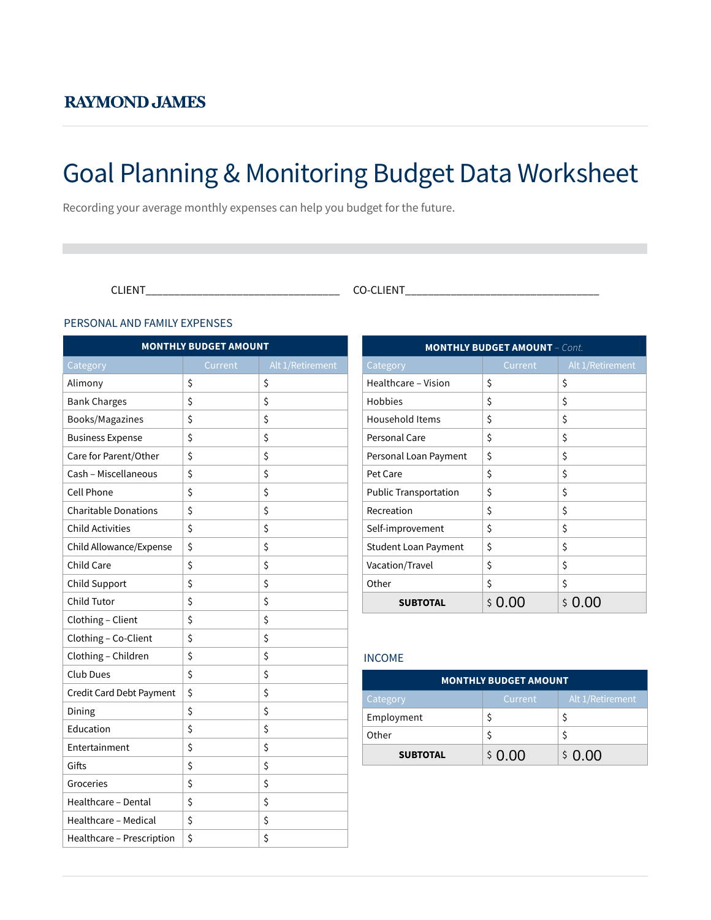RAYMOND JAMES

# Goal Planning & Monitoring Budget Data Worksheet

Recording your average monthly expenses can help you budget for the future.

CLIENT_________________________________ CO-CLIENT_________________________________

## PERSONAL AND FAMILY EXPENSES

| MONTHLY BUDGET AMOUNT | | |
|---|---|---|
| Category | Current | Alt 1/Retirement |
| Alimony | $ | $ |
| Bank Charges | $ | $ |
| Books/Magazines | $ | $ |
| Business Expense | $ | $ |
| Care for Parent/Other | $ | $ |
| Cash – Miscellaneous | $ | $ |
| Cell Phone | $ | $ |
| Charitable Donations | $ | $ |
| Child Activities | $ | $ |
| Child Allowance/Expense | $ | $ |
| Child Care | $ | $ |
| Child Support | $ | $ |
| Child Tutor | $ | $ |
| Clothing – Client | $ | $ |
| Clothing – Co-Client | $ | $ |
| Clothing – Children | $ | $ |
| Club Dues | $ | $ |
| Credit Card Debt Payment | $ | $ |
| Dining | $ | $ |
| Education | $ | $ |
| Entertainment | $ | $ |
| Gifts | $ | $ |
| Groceries | $ | $ |
| Healthcare – Dental | $ | $ |
| Healthcare – Medical | $ | $ |
| Healthcare – Prescription | $ | $ |

| MONTHLY BUDGET AMOUNT – *Cont.* | | |
|---|---|---|
| Category | Current | Alt 1/Retirement |
| Healthcare – Vision | $ | $ |
| Hobbies | $ | $ |
| Household Items | $ | $ |
| Personal Care | $ | $ |
| Personal Loan Payment | $ | $ |
| Pet Care | $ | $ |
| Public Transportation | $ | $ |
| Recreation | $ | $ |
| Self-improvement | $ | $ |
| Student Loan Payment | $ | $ |
| Vacation/Travel | $ | $ |
| Other | $ | $ |
| **SUBTOTAL** | $ 0.00 | $ 0.00 |

## INCOME

| MONTHLY BUDGET AMOUNT | | |
|---|---|---|
| Category | Current | Alt 1/Retirement |
| Employment | $ | $ |
| Other | $ | $ |
| **SUBTOTAL** | $ 0.00 | $ 0.00 |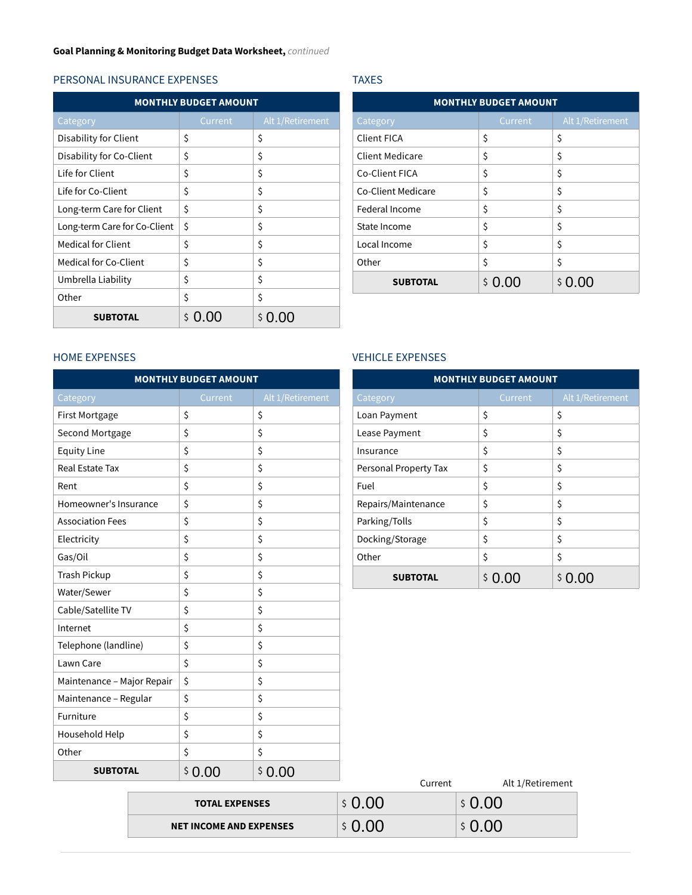**Goal Planning & Monitoring Budget Data Worksheet,** *continued*

## PERSONAL INSURANCE EXPENSES

| MONTHLY BUDGET AMOUNT | | |
|---|---|---|
| Category | Current | Alt 1/Retirement |
| Disability for Client | $ | $ |
| Disability for Co-Client | $ | $ |
| Life for Client | $ | $ |
| Life for Co-Client | $ | $ |
| Long-term Care for Client | $ | $ |
| Long-term Care for Co-Client | $ | $ |
| Medical for Client | $ | $ |
| Medical for Co-Client | $ | $ |
| Umbrella Liability | $ | $ |
| Other | $ | $ |
| **SUBTOTAL** | $ 0.00 | $ 0.00 |

## TAXES

| MONTHLY BUDGET AMOUNT | | |
|---|---|---|
| Category | Current | Alt 1/Retirement |
| Client FICA | $ | $ |
| Client Medicare | $ | $ |
| Co-Client FICA | $ | $ |
| Co-Client Medicare | $ | $ |
| Federal Income | $ | $ |
| State Income | $ | $ |
| Local Income | $ | $ |
| Other | $ | $ |
| **SUBTOTAL** | $ 0.00 | $ 0.00 |

## HOME EXPENSES

| MONTHLY BUDGET AMOUNT | | |
|---|---|---|
| Category | Current | Alt 1/Retirement |
| First Mortgage | $ | $ |
| Second Mortgage | $ | $ |
| Equity Line | $ | $ |
| Real Estate Tax | $ | $ |
| Rent | $ | $ |
| Homeowner's Insurance | $ | $ |
| Association Fees | $ | $ |
| Electricity | $ | $ |
| Gas/Oil | $ | $ |
| Trash Pickup | $ | $ |
| Water/Sewer | $ | $ |
| Cable/Satellite TV | $ | $ |
| Internet | $ | $ |
| Telephone (landline) | $ | $ |
| Lawn Care | $ | $ |
| Maintenance – Major Repair | $ | $ |
| Maintenance – Regular | $ | $ |
| Furniture | $ | $ |
| Household Help | $ | $ |
| Other | $ | $ |
| **SUBTOTAL** | $ 0.00 | $ 0.00 |

## VEHICLE EXPENSES

| MONTHLY BUDGET AMOUNT | | |
|---|---|---|
| Category | Current | Alt 1/Retirement |
| Loan Payment | $ | $ |
| Lease Payment | $ | $ |
| Insurance | $ | $ |
| Personal Property Tax | $ | $ |
| Fuel | $ | $ |
| Repairs/Maintenance | $ | $ |
| Parking/Tolls | $ | $ |
| Docking/Storage | $ | $ |
| Other | $ | $ |
| **SUBTOTAL** | $ 0.00 | $ 0.00 |

| | Current | Alt 1/Retirement |
|---|---|---|
| **TOTAL EXPENSES** | $ 0.00 | $ 0.00 |
| **NET INCOME AND EXPENSES** | $ 0.00 | $ 0.00 |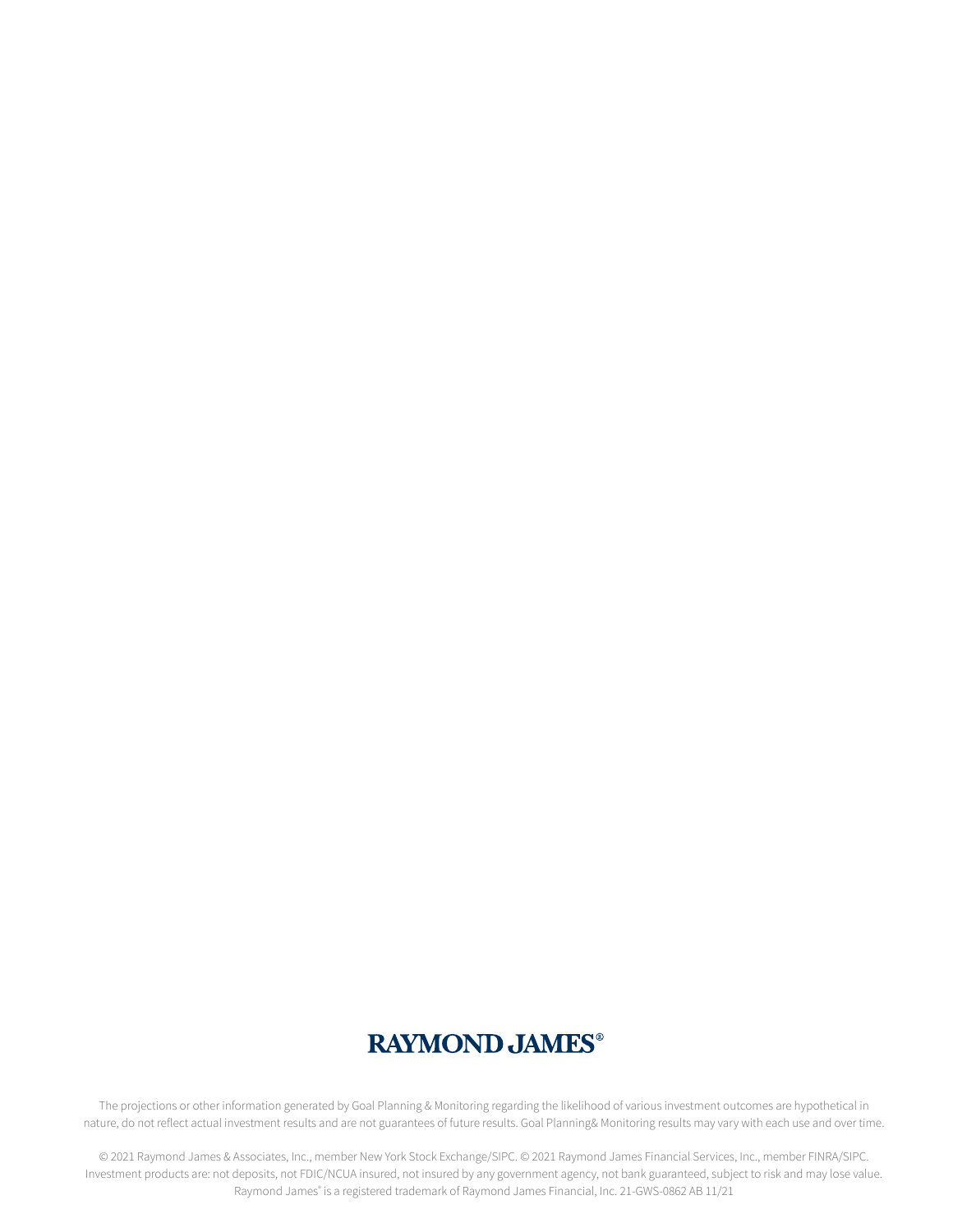RAYMOND JAMES®

The projections or other information generated by Goal Planning & Monitoring regarding the likelihood of various investment outcomes are hypothetical in nature, do not reflect actual investment results and are not guarantees of future results. Goal Planning& Monitoring results may vary with each use and over time.

© 2021 Raymond James & Associates, Inc., member New York Stock Exchange/SIPC. © 2021 Raymond James Financial Services, Inc., member FINRA/SIPC. Investment products are: not deposits, not FDIC/NCUA insured, not insured by any government agency, not bank guaranteed, subject to risk and may lose value. Raymond James® is a registered trademark of Raymond James Financial, Inc. 21-GWS-0862 AB 11/21